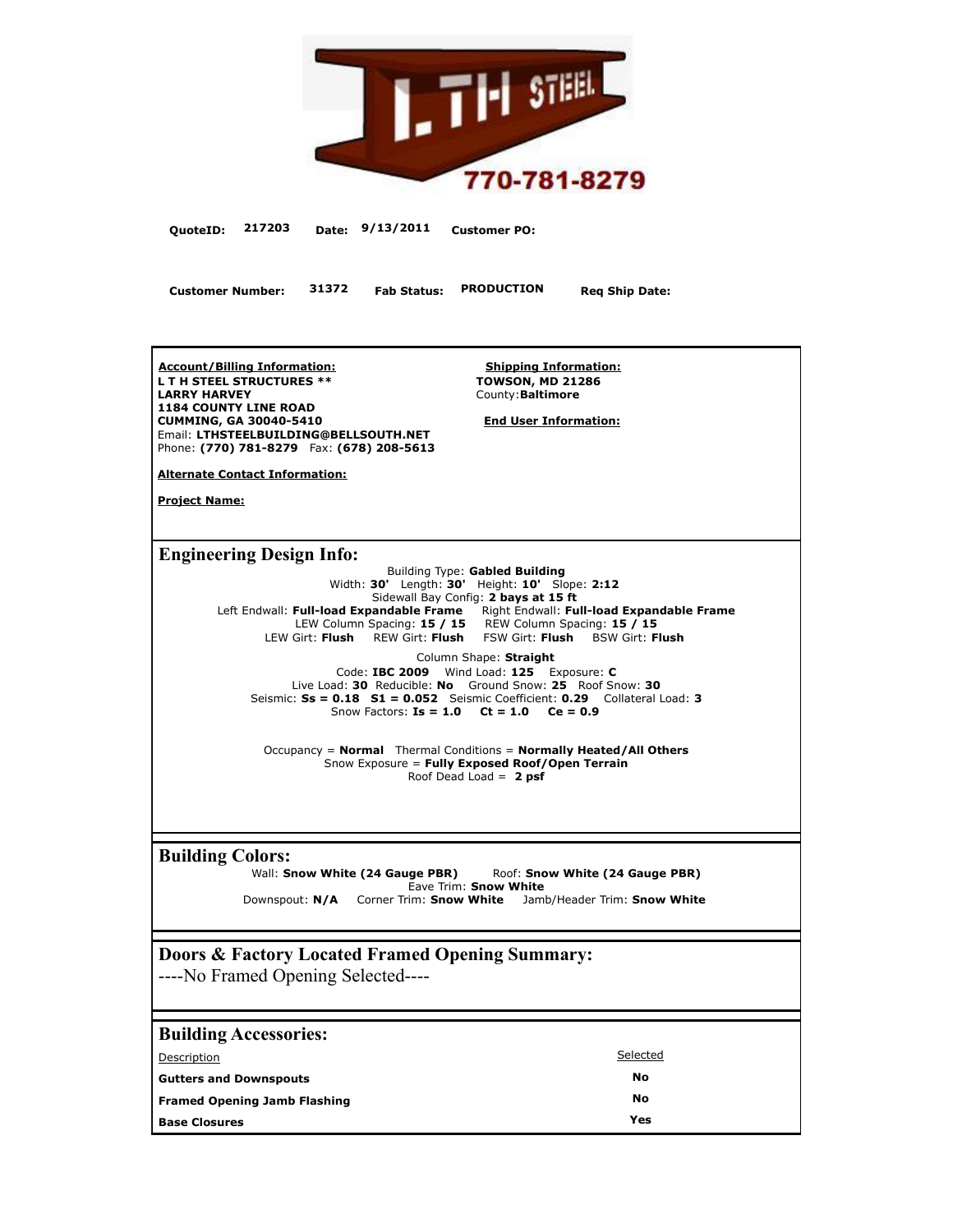L.T.H STEEL

770-781-8279

**QuoteID:** 217203 **Date:** 9/13/2011 **Customer PO:**

**Customer Number:** 31372 **Fab Status:** PRODUCTION **Req Ship Date:**

**Account/Billing Information:**
**L T H STEEL STRUCTURES \*\***
**LARRY HARVEY**
**1184 COUNTY LINE ROAD**
**CUMMING, GA 30040-5410**
Email: **LTHSTEELBUILDING@BELLSOUTH.NET**
Phone: **(770) 781-8279** Fax: **(678) 208-5613**

**Shipping Information:**
**TOWSON, MD 21286**
County:**Baltimore**

**End User Information:**

**Alternate Contact Information:**

**Project Name:**

## Engineering Design Info:

Building Type: **Gabled Building**
Width: **30'** Length: **30'** Height: **10'** Slope: **2:12**
Sidewall Bay Config: **2 bays at 15 ft**
Left Endwall: **Full-load Expandable Frame** Right Endwall: **Full-load Expandable Frame**
LEW Column Spacing: **15 / 15** REW Column Spacing: **15 / 15**
LEW Girt: **Flush** REW Girt: **Flush** FSW Girt: **Flush** BSW Girt: **Flush**

Column Shape: **Straight**
Code: **IBC 2009** Wind Load: **125** Exposure: **C**
Live Load: **30** Reducible: **No** Ground Snow: **25** Roof Snow: **30**
Seismic: **Ss = 0.18 S1 = 0.052** Seismic Coefficient: **0.29** Collateral Load: **3**
Snow Factors: **Is = 1.0 Ct = 1.0 Ce = 0.9**

Occupancy = **Normal** Thermal Conditions = **Normally Heated/All Others**
Snow Exposure = **Fully Exposed Roof/Open Terrain**
Roof Dead Load = **2 psf**

## Building Colors:

Wall: **Snow White (24 Gauge PBR)** Roof: **Snow White (24 Gauge PBR)**
Eave Trim: **Snow White**
Downspout: **N/A** Corner Trim: **Snow White** Jamb/Header Trim: **Snow White**

## Doors & Factory Located Framed Opening Summary:

----No Framed Opening Selected----

## Building Accessories:

| Description | Selected |
|---|---|
| **Gutters and Downspouts** | **No** |
| **Framed Opening Jamb Flashing** | **No** |
| **Base Closures** | **Yes** |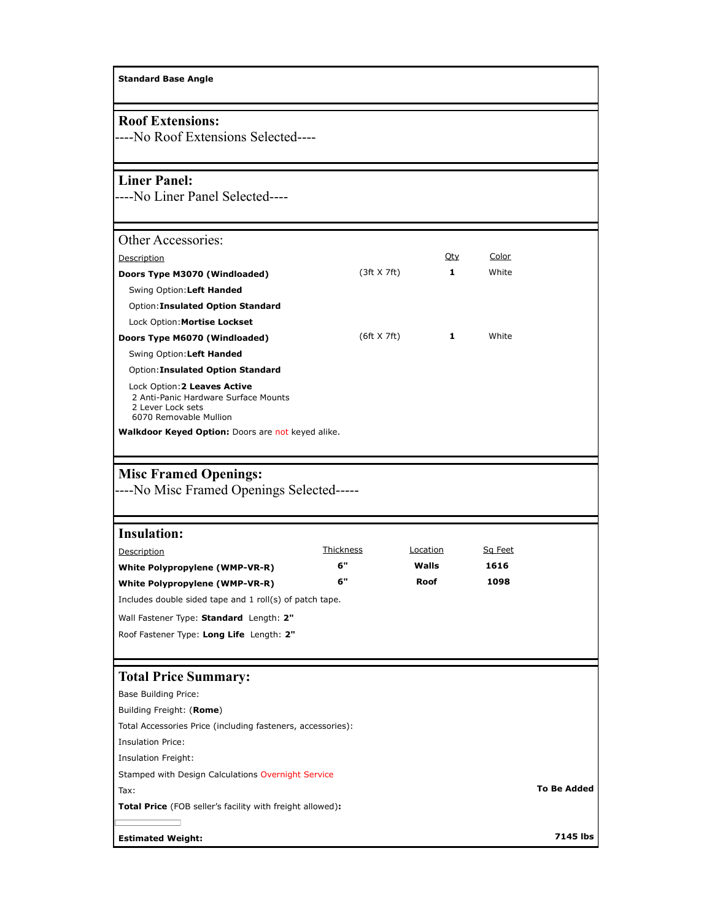**Standard Base Angle**

## Roof Extensions:

----No Roof Extensions Selected----

## Liner Panel:

----No Liner Panel Selected----

## Other Accessories:

| Description | | Qty | Color |
|---|---|---|---|
| **Doors Type M3070 (Windloaded)** | (3ft X 7ft) | **1** | White |
| Swing Option: **Left Handed** | | | |
| Option: **Insulated Option Standard** | | | |
| Lock Option: **Mortise Lockset** | | | |
| **Doors Type M6070 (Windloaded)** | (6ft X 7ft) | **1** | White |
| Swing Option: **Left Handed** | | | |
| Option: **Insulated Option Standard** | | | |
| Lock Option: **2 Leaves Active**<br>2 Anti-Panic Hardware Surface Mounts<br>2 Lever Lock sets<br>6070 Removable Mullion | | | |

**Walkdoor Keyed Option:** Doors are not keyed alike.

## Misc Framed Openings:

----No Misc Framed Openings Selected-----

## Insulation:

| Description | Thickness | Location | Sq Feet |
|---|---|---|---|
| **White Polypropylene (WMP-VR-R)** | **6"** | **Walls** | **1616** |
| **White Polypropylene (WMP-VR-R)** | **6"** | **Roof** | **1098** |

Includes double sided tape and 1 roll(s) of patch tape.

Wall Fastener Type: **Standard** Length: **2"**

Roof Fastener Type: **Long Life** Length: **2"**

## Total Price Summary:

| | |
|---|---|
| Base Building Price: | |
| Building Freight: (**Rome**) | |
| Total Accessories Price (including fasteners, accessories): | |
| Insulation Price: | |
| Insulation Freight: | |
| Stamped with Design Calculations Overnight Service | |
| Tax: | **To Be Added** |
| **Total Price** (FOB seller's facility with freight allowed)**:** | |
| **Estimated Weight:** | **7145 lbs** |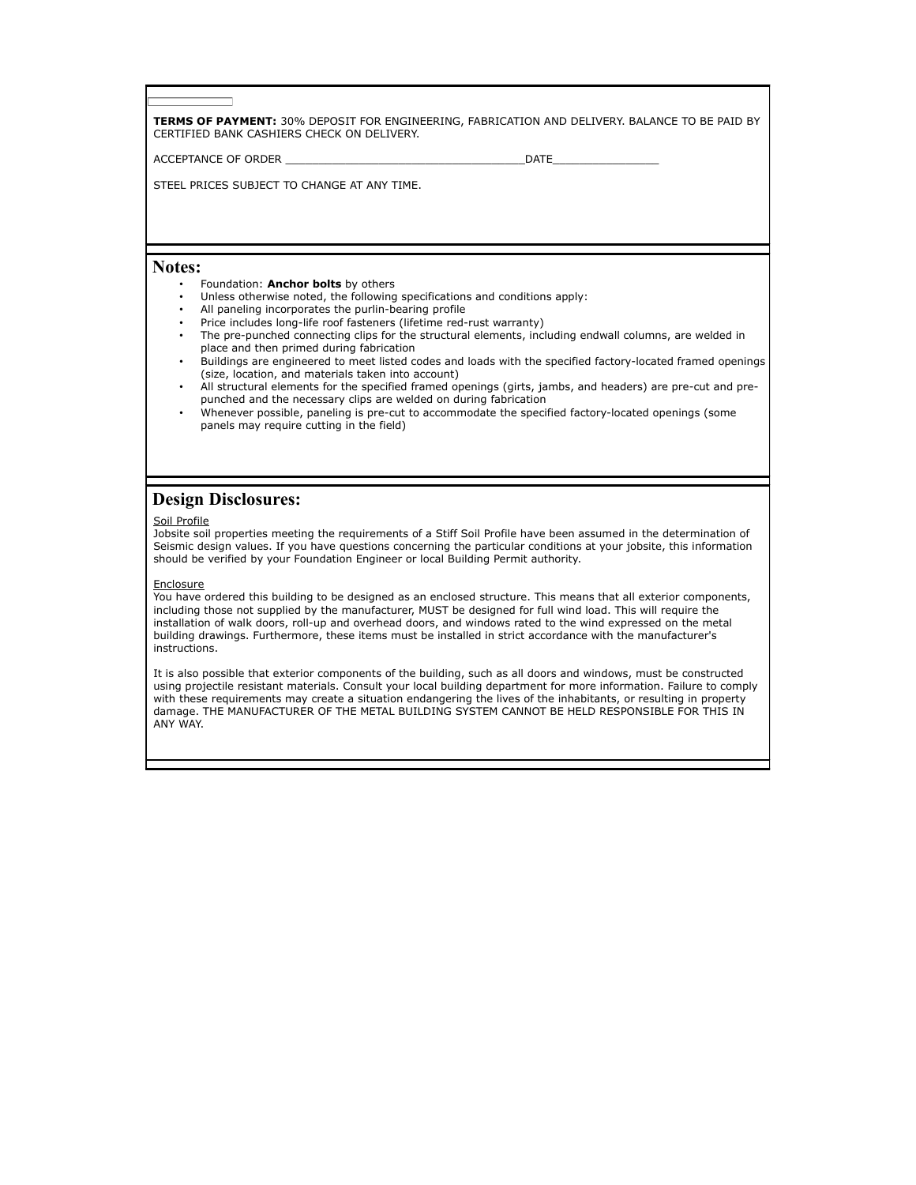**TERMS OF PAYMENT:** 30% DEPOSIT FOR ENGINEERING, FABRICATION AND DELIVERY. BALANCE TO BE PAID BY CERTIFIED BANK CASHIERS CHECK ON DELIVERY.

ACCEPTANCE OF ORDER ____________________________________DATE________________

STEEL PRICES SUBJECT TO CHANGE AT ANY TIME.

## Notes:

- Foundation: **Anchor bolts** by others
- Unless otherwise noted, the following specifications and conditions apply:
- All paneling incorporates the purlin-bearing profile
- Price includes long-life roof fasteners (lifetime red-rust warranty)
- The pre-punched connecting clips for the structural elements, including endwall columns, are welded in place and then primed during fabrication
- Buildings are engineered to meet listed codes and loads with the specified factory-located framed openings (size, location, and materials taken into account)
- All structural elements for the specified framed openings (girts, jambs, and headers) are pre-cut and pre-punched and the necessary clips are welded on during fabrication
- Whenever possible, paneling is pre-cut to accommodate the specified factory-located openings (some panels may require cutting in the field)

## Design Disclosures:

Soil Profile

Jobsite soil properties meeting the requirements of a Stiff Soil Profile have been assumed in the determination of Seismic design values. If you have questions concerning the particular conditions at your jobsite, this information should be verified by your Foundation Engineer or local Building Permit authority.

Enclosure

You have ordered this building to be designed as an enclosed structure. This means that all exterior components, including those not supplied by the manufacturer, MUST be designed for full wind load. This will require the installation of walk doors, roll-up and overhead doors, and windows rated to the wind expressed on the metal building drawings. Furthermore, these items must be installed in strict accordance with the manufacturer's instructions.

It is also possible that exterior components of the building, such as all doors and windows, must be constructed using projectile resistant materials. Consult your local building department for more information. Failure to comply with these requirements may create a situation endangering the lives of the inhabitants, or resulting in property damage. THE MANUFACTURER OF THE METAL BUILDING SYSTEM CANNOT BE HELD RESPONSIBLE FOR THIS IN ANY WAY.